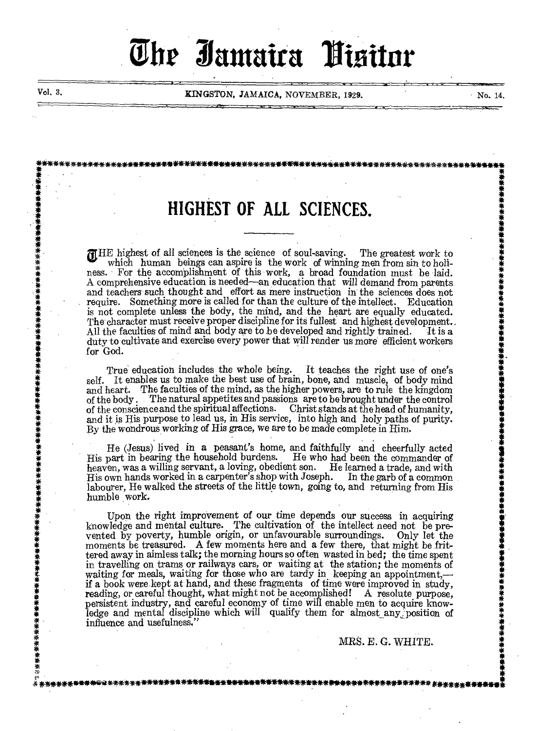# The Jamaica Visitor

Vol. 3. KINGSTON, JAMAICA, NOVEMBER, 1929. No. 14.

## HIGHEST OF ALL SCIENCES.

THE highest of all sciences is the science of soul-saving. The greatest work to which human beings can aspire is the work of winning men from sin to holiness. For the accomplishment of this work, a broad foundation must be laid. A comprehensive education is needed—an education that will demand from parents and teachers such thought and effort as mere instruction in the sciences does not require. Something more is called for than the culture of the intellect. Education is not complete unless the body, the mind, and the heart are equally educated. The character must receive proper discipline for its fullest and highest development. All the faculties of mind and body are to be developed and rightly trained. It is a duty to cultivate and exercise every power that will render us more efficient workers for God.

True education includes the whole being. It teaches the right use of one's self. It enables us to make the best use of brain, bone, and muscle, of body mind and heart. The faculties of the mind, as the higher powers, are to rule the kingdom of the body. The natural appetites and passions are to be brought under the control of the conscience and the spiritual affections. Christ stands at the head of humanity, and it is His purpose to lead us, in His service, into high and holy paths of purity. By the wondrous working of His grace, we are to be made complete in Him.

He (Jesus) lived in a peasant's home, and faithfully and cheerfully acted His part in bearing the household burdens. He who had been the commander of heaven, was a willing servant, a loving, obedient son. He learned a trade, and with His own hands worked in a carpenter's shop with Joseph. In the garb of a common labourer, He walked the streets of the little town, going to, and returning from His humble work.

Upon the right improvement of our time depends our success in acquiring knowledge and mental culture. The cultivation of the intellect need not be prevented by poverty, humble origin, or unfavourable surroundings. Only let the moments be treasured. A few moments here and a few there, that might be frittered away in aimless talk; the morning hours so often wasted in bed; the time spent in travelling on trams or railways cars, or waiting at the station; the moments of waiting for meals, waiting for those who are tardy in keeping an appointment,—if a book were kept at hand, and these fragments of time were improved in study, reading, or careful thought, what might not be accomplished! A resolute purpose, persistent industry, and careful economy of time will enable men to acquire knowledge and mental discipline which will qualify them for almost any position of influence and usefulness."

MRS. E. G. WHITE.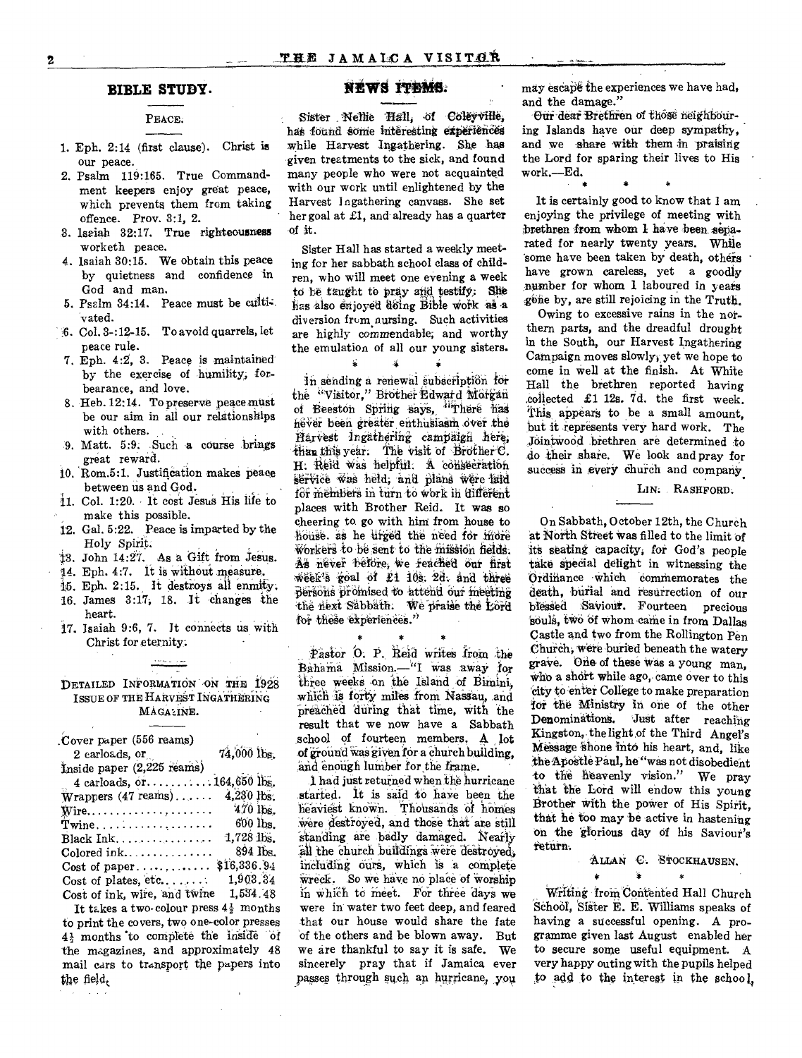## BIBLE STUDY.

### PEACE.

1. Eph. 2:14 (first clause). Christ is our peace.
2. Psalm 119:165. True Commandment keepers enjoy great peace, which prevents them from taking offence. Prov. 3:1, 2.
3. Isaiah 32:17. True righteousness worketh peace.
4. Isaiah 30:15. We obtain this peace by quietness and confidence in God and man.
5. Psalm 34:14. Peace must be cultivated.
6. Col. 3:12-15. To avoid quarrels, let peace rule.
7. Eph. 4:2, 3. Peace is maintained by the exercise of humility, forbearance, and love.
8. Heb. 12:14. To preserve peace must be our aim in all our relationships with others.
9. Matt. 5:9. Such a course brings great reward.
10. Rom. 5:1. Justification makes peace between us and God.
11. Col. 1:20. It cost Jesus His life to make this possible.
12. Gal. 5:22. Peace is imparted by the Holy Spirit.
13. John 14:27. As a Gift from Jesus.
14. Eph. 4:7. It is without measure.
15. Eph. 2:15. It destroys all enmity.
16. James 3:17, 18. It changes the heart.
17. Isaiah 9:6, 7. It connects us with Christ for eternity.

### DETAILED INFORMATION ON THE 1928 ISSUE OF THE HARVEST INGATHERING MAGAZINE.

| | |
|---|---|
| Cover paper (556 reams) | |
| 2 carloads, or | 74,000 lbs. |
| Inside paper (2,225 reams) | |
| 4 carloads, or | 164,650 lbs. |
| Wrappers (47 reams) | 4,230 lbs. |
| Wire | 470 lbs. |
| Twine | 600 lbs. |
| Black Ink | 1,728 lbs. |
| Colored ink | 894 lbs. |
| Cost of paper | \$16,336.94 |
| Cost of plates, etc. | 1,903.34 |
| Cost of ink, wire, and twine | 1,534.48 |

It takes a two-colour press 4½ months to print the covers, two one-color presses 4½ months to complete the inside of the magazines, and approximately 48 mail cars to transport the papers into the field.

## NEWS ITEMS.

Sister Nellie Hall, of Coleyville, has found some interesting experiences while Harvest Ingathering. She has given treatments to the sick, and found many people who were not acquainted with our work until enlightened by the Harvest Ingathering canvass. She set her goal at £1, and already has a quarter of it.

Sister Hall has started a weekly meeting for her sabbath school class of children, who will meet one evening a week to be taught to pray and testify. She has also enjoyed doing Bible work as a diversion from nursing. Such activities are highly commendable, and worthy the emulation of all our young sisters.

\* \* \*

In sending a renewal subscription for the "Visitor," Brother Edward Morgan of Beeston Spring says, "There has never been greater enthusiasm over the Harvest Ingathering campaign here, than this year. The visit of Brother C. H. Reid was helpful. A consecration service was held, and plans were laid for members in turn to work in different places with Brother Reid. It was so cheering to go with him from house to house. as he urged the need for more workers to be sent to the mission fields. As never before, we reached our first week's goal of £1 10s. 2d. and three persons promised to attend our meeting the next Sabbath. We praise the Lord for these experiences."

\* \* \*

Pastor O. P. Reid writes from the Bahama Mission.—"I was away for three weeks on the Island of Bimini, which is forty miles from Nassau, and preached during that time, with the result that we now have a Sabbath school of fourteen members. A lot of ground was given for a church building, and enough lumber for the frame.

I had just returned when the hurricane started. It is said to have been the heaviest known. Thousands of homes were destroyed, and those that are still standing are badly damaged. Nearly all the church buildings were destroyed, including ours, which is a complete wreck. So we have no place of worship in which to meet. For three days we were in water two feet deep, and feared that our house would share the fate of the others and be blown away. But we are thankful to say it is safe. We sincerely pray that if Jamaica ever passes through such an hurricane, you may escape the experiences we have had, and the damage."

Our dear Brethren of those neighbouring Islands have our deep sympathy, and we share with them in praising the Lord for sparing their lives to His work.—Ed.

\* \* \*

It is certainly good to know that I am enjoying the privilege of meeting with brethren from whom I have been separated for nearly twenty years. While some have been taken by death, others have grown careless, yet a goodly number for whom I laboured in years gone by, are still rejoicing in the Truth.

Owing to excessive rains in the northern parts, and the dreadful drought in the South, our Harvest Ingathering Campaign moves slowly, yet we hope to come in well at the finish. At White Hall the brethren reported having collected £1 12s. 7d. the first week. This appears to be a small amount, but it represents very hard work. The Jointwood brethren are determined to do their share. We look and pray for success in every church and company.

LIN. RASHFORD.

On Sabbath, October 12th, the Church at North Street was filled to the limit of its seating capacity, for God's people take special delight in witnessing the Ordinance which commemorates the death, burial and resurrection of our blessed Saviour. Fourteen precious souls, two of whom came in from Dallas Castle and two from the Rollington Pen Church, were buried beneath the watery grave. One of these was a young man, who a short while ago, came over to this city to enter College to make preparation for the Ministry in one of the other Denominations. Just after reaching Kingston, the light of the Third Angel's Message shone into his heart, and, like the Apostle Paul, he "was not disobedient to the heavenly vision." We pray that the Lord will endow this young Brother with the power of His Spirit, that he too may be active in hastening on the glorious day of his Saviour's return.

ALLAN C. STOCKHAUSEN.

\* \* \*

Writing from Contented Hall Church School, Sister E. E. Williams speaks of having a successful opening. A programme given last August enabled her to secure some useful equipment. A very happy outing with the pupils helped to add to the interest in the school,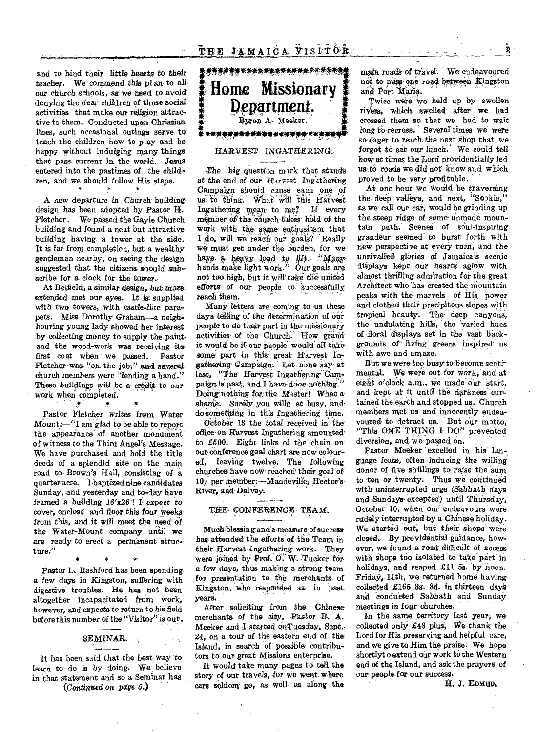and to bind their little hearts to their teacher. We commend this plan to all our church schools, as we need to avoid denying the dear children of those social activities that make our religion attractive to them. Conducted upon Christian lines, such occasional outings serve to teach the children how to play and be happy without indulging many things that pass current in the world. Jesus entered into the pastimes of the children, and we should follow His steps.

\* \* \*

A new departure in Church building design has been adopted by Pastor H. Fletcher. We passed the Gayle Church building and found a neat but attractive building having a tower at the side. It is far from completion, but a wealthy gentleman nearby, on seeing the design suggested that the citizens should subscribe for a clock for the tower.

At Belfield, a similar design, but more extended met our eyes. It is supplied with two towers, with castle-like parapets. Miss Dorothy Graham—a neighbouring young lady showed her interest by collecting money to supply the paint and the wood-work was receiving its first coat when we passed. Pastor Fletcher was "on the job," and several church members were "lending a hand." These buildings will be a credit to our work when completed.

\* \* \*

Pastor Fletcher writes from Water Mount:—"I am glad to be able to report the appearance of another monument of witness to the Third Angel's Message. We have purchased and hold the title deeds of a splendid site on the main road to Brown's Hall, consisting of a quarter acre. I baptized nine candidates Sunday, and yesterday and to-day have framed a building 16'x26'! I expect to cover, enclose and floor this four weeks from this, and it will meet the need of the Water-Mount company until we are ready to erect a permanent structure."

\* \* \*

Pastor L. Rashford has been spending a few days in Kingston, suffering with digestive troubles. He has not been altogether incapacitated from work, however, and expects to return to his field before this number of the "Visitor" is out.

## SEMINAR.

It has been said that the best way to learn to do is by doing. We believe in that statement and so a Seminar has

*(Continued on page 5.)*

# Home Missionary Department.

Byron A. Meeker.

## HARVEST INGATHERING.

The big question mark that stands at the end of our Harvest Ingathering Campaign should cause each one of us to think. What will this Harvest Ingathering mean to me? If every member of the church takes hold of the work with the same enthusiasm that I do, will we reach our goals? Really we must get under the burden, for we have a heavy load to lift. "Many hands make light work." Our goals are not too high, but it will take the united efforts of our people to successfully reach them.

Many letters are coming to us these days telling of the determination of our people to do their part in the missionary activities of the Church. How grand it would be if our people would all take some part in this great Harvest Ingathering Campaign. Let none say at last, "The Harvest Ingathering Campaign is past, and I have done nothing." Doing nothing for the Master! What a shame. Surely you willg et busy, and do something in this Ingathering time.

October 13 the total received in the office on Harvest Ingathering amounted to £500. Eight links of the chain on our conference goal chart are now coloured, leaving twelve. The following churches have now reached their goal of 10/ per member:—Mandeville, Hector's River, and Dalvey.

## THE CONFERENCE TEAM.

Much blessing and a measure of success has attended the efforts of the Team in their Harvest Ingathering work. They were joined by Prof. O. W. Tucker for a few days, thus making a strong team for presentation to the merchants of Kingston, who responded as in past years.

After soliciting from the Chinese merchants of the city, Pastor B. A. Meeker and I started on Tuesday, Sept. 24, on a tour of the eastern end of the Island, in search of possible contributors to our great Missions enterprise.

It would take many pages to tell the story of our travels, for we went where cars seldom go, as well as along the main roads of travel. We endeavoured not to miss one road between Kingston and Port Maria.

Twice were we held up by swollen rivers, which swelled after we had crossed them so that we had to wait long to recross. Several times we were so eager to reach the next shop that we forgot to eat our lunch. We could tell how at times the Lord providentially led us to roads we did not know and which proved to be very profitable.

At one hour we would be traversing the deep valleys, and next, "Sookie," as we call our car, would be grinding up the steep ridge of some unmade mountain path. Scenes of soul-inspiring grandeur seemed to burst forth with new perspective at every turn, and the unrivalled glories of Jamaica's scenic displays kept our hearts aglow with almost thrilling admiration for the great Architect who has crested the mountain peaks with the marvels of His power and clothed their precipitous slopes with tropical beauty. The deep canyons, the undulating hills, the varied hues of floral displays set in the vast backgrounds of living greens inspired us with awe and amaze.

But we were too busy to become sentimental. We were out for work, and at eight o'clock a.m., we made our start, and kept at it until the darkness curtained the earth and stopped us. Church members met us and innocently endeavoured to detract us. But our motto, "This ONE THING I DO" prevented diversion, and we passed on.

Pastor Meeker excelled in his language feats, often inducing the willing donor of five shillings to raise the sum to ten or twenty. Thus we continued with uninterrupted urge (Sabbath days and Sundays excepted) until Thursday, October 10, when our endeavours were rudely interrupted by a Chinese holiday. We started out, but their shops were closed. By providential guidance, however, we found a road difficult of access with shops too isolated to take part in holidays, and reaped £11 5s. by noon. Friday, 11th, we returned home having collected £165 3s. 8d. in thirteen days and conducted Sabbath and Sunday meetings in four churches.

In the same territory last year, we collected only £48 plus, We thank the Lord for His preserving and helpful care, and we give to Him the praise. We hope shortlyt o extend our work to the Western end of the Island, and ask the prayers of our people for our success.

H. J. EDMED.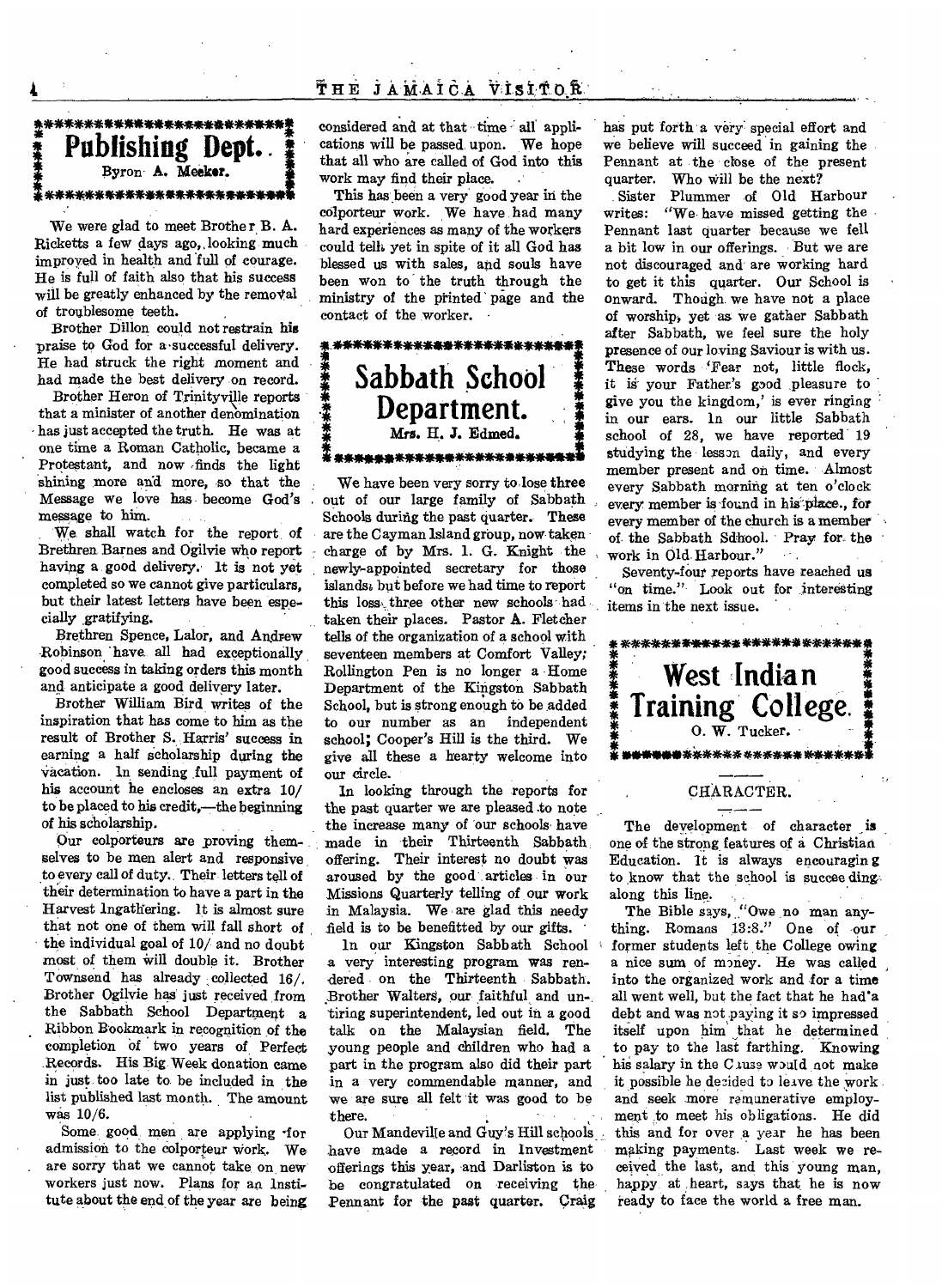## Publishing Dept.

Byron A. Meeker.

We were glad to meet Brother B. A. Ricketts a few days ago, looking much improved in health and full of courage. He is full of faith also that his success will be greatly enhanced by the removal of troublesome teeth.

Brother Dillon could not restrain his praise to God for a successful delivery. He had struck the right moment and had made the best delivery on record.

Brother Heron of Trinityville reports that a minister of another denomination has just accepted the truth. He was at one time a Roman Catholic, became a Protestant, and now finds the light shining more and more, so that the Message we love has become God's message to him.

We shall watch for the report of Brethren Barnes and Ogilvie who report having a good delivery. It is not yet completed so we cannot give particulars, but their latest letters have been especially gratifying.

Brethren Spence, Lalor, and Andrew Robinson have all had exceptionally good success in taking orders this month and anticipate a good delivery later.

Brother William Bird writes of the inspiration that has come to him as the result of Brother S. Harris' success in earning a half scholarship during the vacation. In sending full payment of his account he encloses an extra 10/ to be placed to his credit,—the beginning of his scholarship.

Our colporteurs are proving themselves to be men alert and responsive to every call of duty. Their letters tell of their determination to have a part in the Harvest Ingathering. It is almost sure that not one of them will fall short of the individual goal of 10/ and no doubt most of them will double it. Brother Townsend has already collected 16/. Brother Ogilvie has just received from the Sabbath School Department a Ribbon Bookmark in recognition of the completion of two years of Perfect Records. His Big Week donation came in just too late to be included in the list published last month. The amount was 10/6.

Some good men are applying for admission to the colporteur work. We are sorry that we cannot take on new workers just now. Plans for an Institute about the end of the year are being considered and at that time all applications will be passed upon. We hope that all who are called of God into this work may find their place.

This has been a very good year in the colporteur work. We have had many hard experiences as many of the workers could tell, yet in spite of it all God has blessed us with sales, and souls have been won to the truth through the ministry of the printed page and the contact of the worker.

## Sabbath School Department.

Mrs. H. J. Edmed.

We have been very sorry to lose three out of our large family of Sabbath Schools during the past quarter. These are the Cayman Island group, now taken charge of by Mrs. I. G. Knight the newly-appointed secretary for those islands, but before we had time to report this loss, three other new schools had taken their places. Pastor A. Fletcher tells of the organization of a school with seventeen members at Comfort Valley; Rollington Pen is no longer a Home Department of the Kingston Sabbath School, but is strong enough to be added to our number as an independent school; Cooper's Hill is the third. We give all these a hearty welcome into our circle.

In looking through the reports for the past quarter we are pleased to note the increase many of our schools have made in their Thirteenth Sabbath offering. Their interest no doubt was aroused by the good articles in our Missions Quarterly telling of our work in Malaysia. We are glad this needy field is to be benefitted by our gifts.

In our Kingston Sabbath School a very interesting program was rendered on the Thirteenth Sabbath. Brother Walters, our faithful and untiring superintendent, led out in a good talk on the Malaysian field. The young people and children who had a part in the program also did their part in a very commendable manner, and we are sure all felt it was good to be there.

Our Mandeville and Guy's Hill schools have made a record in Investment offerings this year, and Darliston is to be congratulated on receiving the Pennant for the past quarter. Craig has put forth a very special effort and we believe will succeed in gaining the Pennant at the close of the present quarter. Who will be the next?

Sister Plummer of Old Harbour writes: "We have missed getting the Pennant last quarter because we fell a bit low in our offerings. But we are not discouraged and are working hard to get it this quarter. Our School is onward. Though we have not a place of worship, yet as we gather Sabbath after Sabbath, we feel sure the holy presence of our loving Saviour is with us. These words 'Fear not, little flock, it is your Father's good pleasure to give you the kingdom,' is ever ringing in our ears. In our little Sabbath school of 28, we have reported 19 studying the lesson daily, and every member present and on time. Almost every Sabbath morning at ten o'clock every member is found in his place., for every member of the church is a member of the Sabbath Sdhool. Pray for the work in Old Harbour."

Seventy-four reports have reached us "on time." Look out for interesting items in the next issue.

## West Indian Training College.

O. W. Tucker.

### CHARACTER.

The development of character is one of the strong features of a Christian Education. It is always encouraging to know that the school is succeeding along this line.

The Bible says, "Owe no man anything. Romans 13:8." One of our former students left the College owing a nice sum of money. He was called into the organized work and for a time all went well, but the fact that he had a debt and was not paying it so impressed itself upon him that he determined to pay to the last farthing. Knowing his salary in the Cause would not make it possible he decided to leave the work and seek more remunerative employment to meet his obligations. He did this and for over a year he has been making payments. Last week we received the last, and this young man, happy at heart, says that he is now ready to face the world a free man.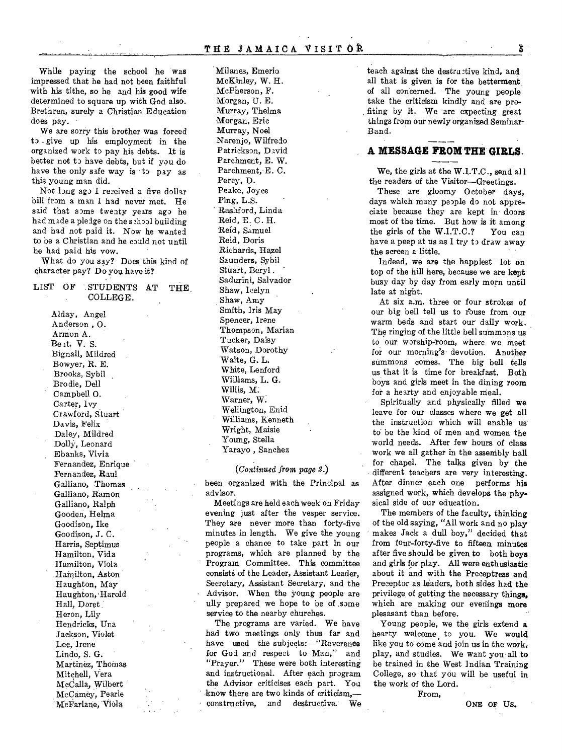While paying the school he was impressed that he had not been faithful with his tithe, so he and his good wife determined to square up with God also. Brethren, surely a Christian Education does pay.

We are sorry this brother was forced to give up his employment in the organized work to pay his debts. It is better not to have debts, but if you do have the only safe way is to pay as this young man did.

Not long ago I received a five dollar bill from a man I had never met. He said that some twenty years ago he had made a pledge on the school building and had not paid it. Now he wanted to be a Christian and he could not until he had paid his vow.

What do you say? Does this kind of character pay? Do you have it?

## LIST OF STUDENTS AT THE COLLEGE.

Alday, Angel
Anderson, O.
Armon A.
Bent, V. S.
Bignall, Mildred
Bowyer, R. E.
Brooks, Sybil
Brodie, Dell
Campbell O.
Carter, Ivy
Crawford, Stuart
Davis, Felix
Daley, Mildred
Dolly, Leonard
Ebanks, Vivia
Fernandez, Enrique
Fernandez, Raul
Galliano, Thomas
Galliano, Ramon
Galliano, Ralph
Gooden, Helma
Goodison, Ike
Goodison, J. C.
Harris, Septimus
Hamilton, Vida
Hamilton, Viola
Hamilton, Aston
Haughton, May
Haughton, Harold
Hall, Doret
Heron, Lily
Hendricks, Una
Jackson, Violet
Lee, Irene
Lindo, S. G.
Martinez, Thomas
Mitchell, Vera
McCalla, Wilbert
McCamey, Pearle
McFarlane, Viola
Milanes, Emerio
McKinley, W. H.
McPherson, F.
Morgan, U. E.
Murray, Thelma
Morgan, Eric
Murray, Noel
Narenjo, Wilfredo
Patrickson, David
Parchment, E. W.
Parchment, E. C.
Percy, D.
Peake, Joyce
Ping, L.S.
Rashford, Linda
Reid, E. C. H.
Reid, Samuel
Reid, Doris
Richards, Hazel
Saunders, Sybil
Stuart, Beryl.
Sadurini, Salvador
Shaw, Icelyn
Shaw, Amy
Smith, Iris May
Spencer, Irene
Thompson, Marian
Tucker, Daisy
Watson, Dorothy
Waite, G. L.
White, Lenford
Williams, L. G.
Willis, M.
Warner, W.
Wellington, Enid
Williams, Kenneth
Wright, Maisie
Young, Stella
Yarayo, Sanchez

*(Continued from page 3.)*

been organized with the Principal as advisor.

Meetings are held each week on Friday evening just after the vesper service. They are never more than forty-five minutes in length. We give the young people a chance to take part in our programs, which are planned by the Program Committee. This committee consists of the Leader, Assistant Leader, Secretary, Assistant Secretary, and the Advisor. When the young people are ully prepared we hope to be of some service to the nearby churches.

The programs are varied. We have had two meetings only thus far and have used the subjects:—"Reverence for God and respect to Man," and "Prayer." These were both interesting and instructional. After each program the Advisor criticises each part. You know there are two kinds of criticism,—constructive, and destructive. We teach against the destructive kind, and all that is given is for the betterment of all concerned. The young people take the criticism kindly and are profiting by it. We are expecting great things from our newly organized Seminar Band.

## A MESSAGE FROM THE GIRLS.

We, the girls at the W.I.T.C., send all the readers of the Visitor—Greetings.

These are gloomy October days, days which many people do not appreciate because they are kept in doors most of the time. But how is it among the girls of the W.I.T.C.? You can have a peep at us as I try to draw away the screen a little.

Indeed, we are the happiest lot on top of the hill here, because we are kept busy day by day from early morn until late at night.

At six a.m. three or four strokes of our big bell tell us to rouse from our warm beds and start our daily work. The ringing of the little bell summons us to our worship-room, where we meet for our morning's devotion. Another summons comes. The big bell tells us that it is time for breakfast. Both boys and girls meet in the dining room for a hearty and enjoyable meal.

Spiritually and physically filled we leave for our classes where we get all the instruction which will enable us to be the kind of men and women the world needs. After few hours of class work we all gather in the assembly hall for chapel. The talks given by the different teachers are very interesting. After dinner each one performs his assigned work, which develops the physical side of our education.

The members of the faculty, thinking of the old saying, "All work and no play makes Jack a dull boy," decided that from four-forty-five to fifteen minutes after five should be given to both boys and girls for play. All were enthusiastic about it and with the Preceptress and Preceptor as leaders, both sides had the privilege of getting the necessary things, which are making our evenings more plesasant than before.

Young people, we the girls extend a hearty welcome to you. We would like you to come and join us in the work, play, and studies. We want you all to be trained in the West Indian Training College, so that you will be useful in the work of the Lord.

From,

ONE OF US.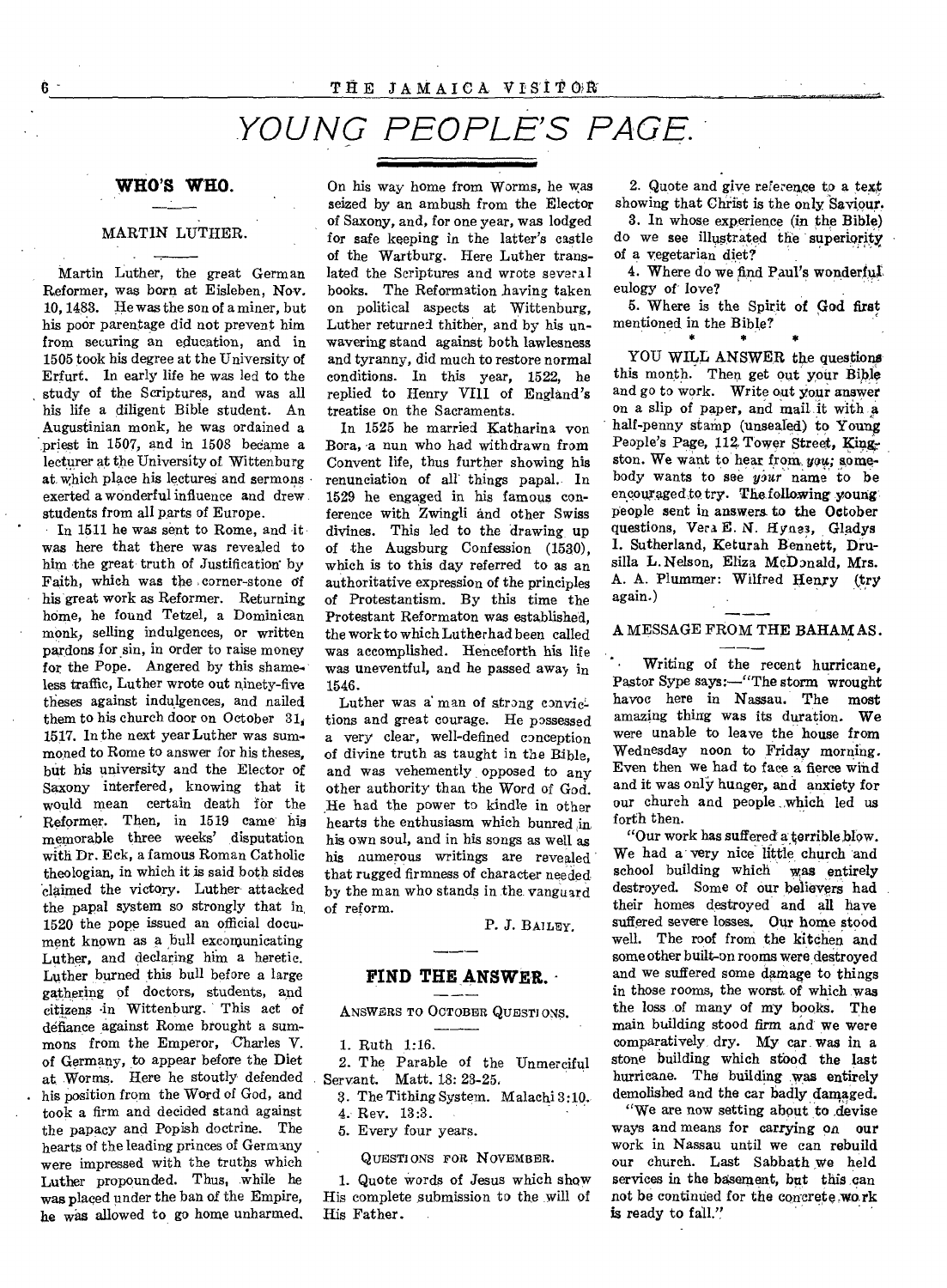# YOUNG PEOPLE'S PAGE.

## WHO'S WHO.

### MARTIN LUTHER.

Martin Luther, the great German Reformer, was born at Eisleben, Nov. 10, 1483. He was the son of a miner, but his poor parentage did not prevent him from securing an education, and in 1505 took his degree at the University of Erfurt. In early life he was led to the study of the Scriptures, and was all his life a diligent Bible student. An Augustinian monk, he was ordained a priest in 1507, and in 1508 became a lecturer at the University of Wittenburg at which place his lectures and sermons exerted a wonderful influence and drew students from all parts of Europe.

In 1511 he was sent to Rome, and it was here that there was revealed to him the great truth of Justification by Faith, which was the corner-stone of his great work as Reformer. Returning home, he found Tetzel, a Dominican monk, selling indulgences, or written pardons for sin, in order to raise money for the Pope. Angered by this shameless traffic, Luther wrote out ninety-five theses against indulgences, and nailed them to his church door on October 31, 1517. In the next year Luther was summoned to Rome to answer for his theses, but his university and the Elector of Saxony interfered, knowing that it would mean certain death for the Reformer. Then, in 1519 came his memorable three weeks' disputation with Dr. Eck, a famous Roman Catholic theologian, in which it is said both sides claimed the victory. Luther attacked the papal system so strongly that in 1520 the pope issued an official document known as a bull excommunicating Luther, and declaring him a heretic. Luther burned this bull before a large gathering of doctors, students, and citizens in Wittenburg. This act of defiance against Rome brought a summons from the Emperor, Charles V. of Germany, to appear before the Diet at Worms. Here he stoutly defended his position from the Word of God, and took a firm and decided stand against the papacy and Popish doctrine. The hearts of the leading princes of Germany were impressed with the truths which Luther propounded. Thus, while he was placed under the ban of the Empire, he was allowed to go home unharmed. On his way home from Worms, he was seized by an ambush from the Elector of Saxony, and, for one year, was lodged for safe keeping in the latter's castle of the Wartburg. Here Luther translated the Scriptures and wrote several books. The Reformation having taken on political aspects at Wittenburg, Luther returned thither, and by his unwavering stand against both lawlessness and tyranny, did much to restore normal conditions. In this year, 1522, he replied to Henry VIII of England's treatise on the Sacraments.

In 1525 he married Katharina von Bora, a nun who had withdrawn from Convent life, thus further showing his renunciation of all things papal. In 1529 he engaged in his famous conference with Zwingli and other Swiss divines. This led to the drawing up of the Augsburg Confession (1530), which is to this day referred to as an authoritative expression of the principles of Protestantism. By this time the Protestant Reformaton was established, the work to which Luther had been called was accomplished. Henceforth his life was uneventful, and he passed away in 1546.

Luther was a man of strong convictions and great courage. He possessed a very clear, well-defined conception of divine truth as taught in the Bible, and was vehemently opposed to any other authority than the Word of God. He had the power to kindle in other hearts the enthusiasm which burned in his own soul, and in his songs as well as his numerous writings are revealed that rugged firmness of character needed by the man who stands in the vanguard of reform.

P. J. BAILEY.

## FIND THE ANSWER.

ANSWERS TO OCTOBER QUESTIONS.

1. Ruth 1:16.
2. The Parable of the Unmerciful Servant. Matt. 18: 23-25.
3. The Tithing System. Malachi 3:10.
4. Rev. 13:3.
5. Every four years.

QUESTIONS FOR NOVEMBER.

1. Quote words of Jesus which show His complete submission to the will of His Father.
2. Quote and give reference to a text showing that Christ is the only Saviour.
3. In whose experience (in the Bible) do we see illustrated the superiority of a vegetarian diet?
4. Where do we find Paul's wonderful eulogy of love?
5. Where is the Spirit of God first mentioned in the Bible?

\* \* \*

YOU WILL ANSWER the questions this month. Then get out your Bible and go to work. Write out your answer on a slip of paper, and mail it with a half-penny stamp (unsealed) to Young People's Page, 112 Tower Street, Kingston. We want to hear from *you;* somebody wants to see *your* name to be encouraged to try. The following young people sent in answers to the October questions, Vera E. N. Hynes, Gladys I. Sutherland, Keturah Bennett, Drusilla L. Nelson, Eliza McDonald, Mrs. A. A. Plummer: Wilfred Henry (try again.)

## A MESSAGE FROM THE BAHAMAS.

Writing of the recent hurricane, Pastor Sype says:—"The storm wrought havoc here in Nassau. The most amazing thing was its duration. We were unable to leave the house from Wednesday noon to Friday morning. Even then we had to face a fierce wind and it was only hunger, and anxiety for our church and people which led us forth then.

"Our work has suffered a terrible blow. We had a very nice little church and school building which was entirely destroyed. Some of our believers had their homes destroyed and all have suffered severe losses. Our home stood well. The roof from the kitchen and some other built-on rooms were destroyed and we suffered some damage to things in those rooms, the worst of which was the loss of many of my books. The main building stood firm and we were comparatively dry. My car was in a stone building which stood the last hurricane. The building was entirely demolished and the car badly damaged.

"We are now setting about to devise ways and means for carrying on our work in Nassau until we can rebuild our church. Last Sabbath we held services in the basement, but this can not be continued for the concrete work is ready to fall."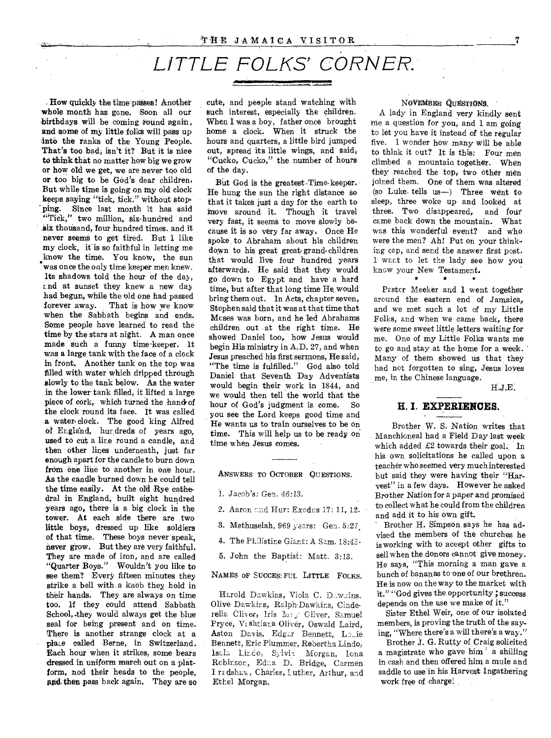# LITTLE FOLKS' CORNER.

How quickly the time passes! Another whole month has gone. Soon all our birthdays will be coming round again, and some of my little folks will pass up into the ranks of the Young People. That's too bad, isn't it? But it is nice to think that no matter how big we grow or how old we get, we are never too old or too big to be God's dear children. But while time is going on my old clock keeps saying "tick, tick." without stopping. Since last month it has said "Tick," two million, six-hundred and six thousand, four hundred times. and it never seems to get tired. But I like my clock, it is so faithful in letting me know the time. You know, the sun was once the only time keeper men knew. Its shadows told the hour of the day, and at sunset they knew a new day had begun, while the old one had passed forever away. That is how we know when the Sabbath begins and ends. Some people have learned to read the time by the stars at night. A man once made such a funny time-keeper. It was a large tank with the face of a clock in front. Another tank on the top was filled with water which dripped through slowly to the tank below. As the water in the lower tank filled, it lifted a large piece of cork, which turned the hand of the clock round its face. It was called a water-clock. The good king Alfred of England, hundreds of years ago, used to cut a line round a candle, and then other lines underneath, just far enough apart for the candle to burn down from one line to another in one hour. As the candle burned down he could tell the time easily. At the old Rye cathedral in England, built eight hundred years ago, there is a big clock in the tower. At each side there are two little boys, dressed up like soldiers of that time. These boys never speak, never grow. But they are very faithful. They are made of iron, and are called "Quarter Boys." Wouldn't you like to see them? Every fifteen minutes they strike a bell with a knob they hold in their hands. They are always on time too. If they could attend Sabbath School, they would always get the blue seal for being present and on time. There is another strange clock at a place called Berne, in Switzerland. Each hour when it strikes, some bears dressed in uniform march out on a platform, nod their heads to the people, and then pass back again. They are so cute, and people stand watching with such interest, especially the children. When I was a boy, father once brought home a clock. When it struck the hours and quarters, a little bird jumped out, spread its little wings, and said, "Cucko, Cucko," the number of hours of the day.

But God is the greatest Time-keeper. He hung the sun the right distance so that it takes just a day for the earth to move around it. Though it travel very fast, it seems to move slowly because it is so very far away. Once He spoke to Abraham about his children down to his great great-grand-children that would live four hundred years afterwards. He said that they would go down to Egypt and have a hard time, but after that long time He would bring them out. In Acts, chapter seven, Stephen said that it was at that time that Moses was born, and he led Abrahams children out at the right time. He showed Daniel too, how Jesus would begin His ministry in A.D. 27, and when Jesus preached his first sermons, He said, "The time is fulfilled." God also told Daniel that Seventh Day Adventists would begin their work in 1844, and we would then tell the world that the hour of God's judgment is come. So you see the Lord keeps good time and He wants us to train ourselves to be on time. This will help us to be ready on time when Jesus comes.

ANSWERS TO OCTOBER QUESTIONS.

1. Jacob's: Gen. 46:13.
2. Aaron and Hur: Exodus 17: 11, 12.
3. Methuselah, 969 years: Gen. 5:27.
4. The Philistine Giant: A Sam. 18:43.
5. John the Baptist: Matt. 3:13.

NAMES OF SUCCESSFUL LITTLE FOLKS.

Harold Dawkins, Viola C. Dawkins, Olive Dawkins, Ralph Dawkins, Cinderella Cliver, Iris May Cliver, Samuel Pryce, Vashtiana Oliver, Oswald Laird, Aston Davis, Edgar Bennett, Louie Bennett, Eric Plummer, Rebertha Lindo, Isola Lindo, Sylvia Morgan, Iona Robinson, Edna D. Bridge, Carmen Bradshaw, Charles, Luther, Arthur, and Ethel Morgan.

NOVEMBER QUESTIONS.

A lady in England very kindly sent me a question for you, and I am going to let you have it instead of the regular five. I wonder how many will be able to think it out? It is this: Four men climbed a mountain together. When they reached the top, two other men joined them. One of them was altered (so Luke tells us—) Three went to sleep, three woke up and looked at three. Two disappeared, and four came back down the mountain. What was this wonderful event? and who were the men? Ah! Put on your thinking cap, and send the answer first post. I want to let the lady see how you know your New Testament.

\* \* \*

Pastor Meeker and I went together around the eastern end of Jamaica, and we met such a lot of my Little Folks, and when we came back, there were some sweet little letters waiting for me. One of my Little Folks wants me to go and stay at the home for a week. Many of them showed us that they had not forgotten to sing, Jesus loves me, in the Chinese language.

H.J.E.

## H. I. EXPERIENCES.

Brother W. S. Nation writes that Manchioneal had a Field Day last week which added £2 towards their goal. In his own solicitations he called upon a teacher who seemed very much interested but said they were having their "Harvest" in a few days. However he asked Brother Nation for a paper and promised to collect what he could from the children and add it to his own gift.

Brother H. Simpson says he has advised the members of the churches he is working with to accept other gifts to sell when the donors cannot give money. He says, "This morning a man gave a bunch of bananas to one of our brethren. He is now on the way to the market with it." "God gives the opportunity; success depends on the use we make of it."

Sister Ethel Weir, one of our isolated members, is proving the truth of the saying, "Where there's a will there's a way."

Brother J. G. Rutty of Craig solicited a magistrate who gave him a shilling in cash and then offered him a mule and saddle to use in his Harvest Ingathering work free of charge.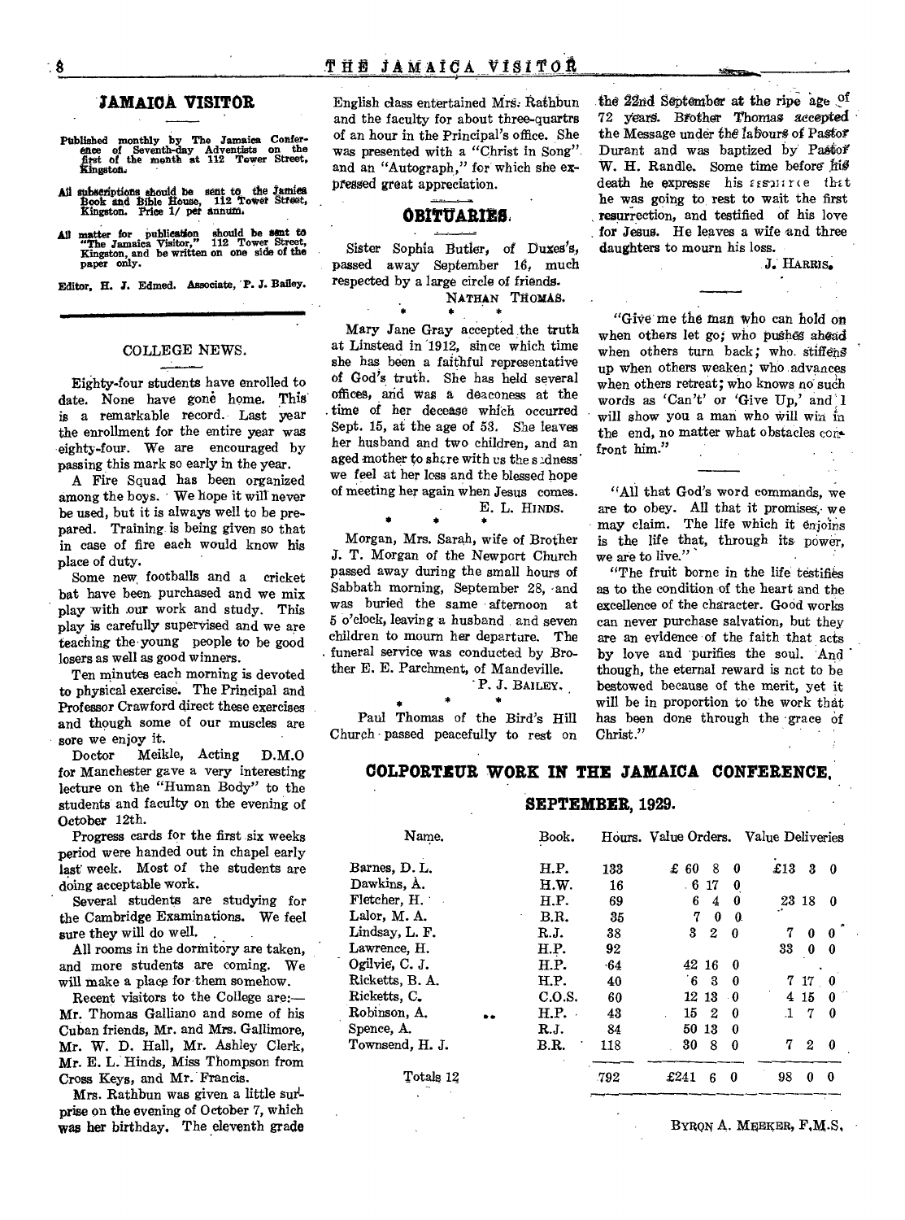## JAMAICA VISITOR

Published monthly by The Jamaica Conference of Seventh-day Adventists on the first of the month at 112 Tower Street, Kingston.

All subscriptions should be sent to the Jamaica Book and Bible House, 112 Tower Street, Kingston. Price 1/ per annum.

All matter for publication should be sent to "The Jamaica Visitor," 112 Tower Street, Kingston, and be written on one side of the paper only.

Editor, H. J. Edmed. Associate, P. J. Bailey.

### COLLEGE NEWS.

Eighty-four students have enrolled to date. None have gone home. This is a remarkable record. Last year the enrollment for the entire year was eighty-four. We are encouraged by passing this mark so early in the year.

A Fire Squad has been organized among the boys. We hope it will never be used, but it is always well to be prepared. Training is being given so that in case of fire each would know his place of duty.

Some new footballs and a cricket bat have been purchased and we mix play with our work and study. This play is carefully supervised and we are teaching the young people to be good losers as well as good winners.

Ten minutes each morning is devoted to physical exercise. The Principal and Professor Crawford direct these exercises and though some of our muscles are sore we enjoy it.

Doctor Meikle, Acting D.M.O for Manchester gave a very interesting lecture on the "Human Body" to the students and faculty on the evening of October 12th.

Progress cards for the first six weeks period were handed out in chapel early last week. Most of the students are doing acceptable work.

Several students are studying for the Cambridge Examinations. We feel sure they will do well.

All rooms in the dormitory are taken, and more students are coming. We will make a place for them somehow.

Recent visitors to the College are:— Mr. Thomas Galliano and some of his Cuban friends, Mr. and Mrs. Gallimore, Mr. W. D. Hall, Mr. Ashley Clerk, Mr. E. L. Hinds, Miss Thompson from Cross Keys, and Mr. Francis.

Mrs. Rathbun was given a little surprise on the evening of October 7, which was her birthday. The eleventh grade English class entertained Mrs. Rathbun and the faculty for about three-quartrs of an hour in the Principal's office. She was presented with a "Christ in Song" and an "Autograph," for which she expressed great appreciation.

### OBITUARIES.

Sister Sophia Butler, of Duxes's, passed away September 16, much respected by a large circle of friends.

NATHAN THOMAS.

\* \* \*

Mary Jane Gray accepted the truth at Linstead in 1912, since which time she has been a faithful representative of God's truth. She has held several offices, and was a deaconess at the time of her decease which occurred Sept. 15, at the age of 53. She leaves her husband and two children, and an aged mother to share with us the sadness we feel at her loss and the blessed hope of meeting her again when Jesus comes.

E. L. HINDS.

\* \* \*

Morgan, Mrs. Sarah, wife of Brother J. T. Morgan of the Newport Church passed away during the small hours of Sabbath morning, September 28, and was buried the same afternoon at 5 o'clock, leaving a husband and seven children to mourn her departure. The funeral service was conducted by Brother E. E. Parchment, of Mandeville.

P. J. BAILEY.

\* \* \*

Paul Thomas of the Bird's Hill Church passed peacefully to rest on the 22nd September at the ripe age of 72 years. Brother Thomas accepted the Message under the labours of Pastor Durant and was baptized by Pastor W. H. Randle. Some time before his death he expresse his assurance that he was going to rest to wait the first resurrection, and testified of his love for Jesus. He leaves a wife and three daughters to mourn his loss.

J. HARRIS.

---

"Give me the man who can hold on when others let go; who pushes ahead when others turn back; who stiffens up when others weaken; who advances when others retreat; who knows no such words as 'Can't' or 'Give Up,' and I will show you a man who will win in the end, no matter what obstacles confront him."

---

"All that God's word commands, we are to obey. All that it promises, we may claim. The life which it enjoins is the life that, through its power, we are to live."

"The fruit borne in the life testifies as to the condition of the heart and the excellence of the character. Good works can never purchase salvation, but they are an evidence of the faith that acts by love and purifies the soul. And though, the eternal reward is not to be bestowed because of the merit, yet it will be in proportion to the work that has been done through the grace of Christ."

## COLPORTEUR WORK IN THE JAMAICA CONFERENCE,

### SEPTEMBER, 1929.

| Name. | Book. | Hours. | Value Orders. | Value Deliveries |
|---|---|---|---|---|
| Barnes, D. L. | H.P. | 133 | £ 60 8 0 | £13 3 0 |
| Dawkins, A. | H.W. | 16 | 6 17 0 | |
| Fletcher, H. | H.P. | 69 | 6 4 0 | 23 18 0 |
| Lalor, M. A. | B.R. | 35 | 7 0 0 | |
| Lindsay, L. F. | R.J. | 38 | 3 2 0 | 7 0 0 |
| Lawrence, H. | H.P. | 92 | | 33 0 0 |
| Ogilvie, C. J. | H.P. | 64 | 42 16 0 | |
| Ricketts, B. A. | H.P. | 40 | 6 3 0 | 7 17 0 |
| Ricketts, C. | C.O.S. | 60 | 12 13 0 | 4 15 0 |
| Robinson, A. | H.P. | 43 | 15 2 0 | 1 7 0 |
| Spence, A. | R.J. | 84 | 50 13 0 | |
| Townsend, H. J. | B.R. | 118 | 30 8 0 | 7 2 0 |
| Totals 12 | | 792 | £241 6 0 | 98 0 0 |

BYRON A. MEEKER, F.M.S.